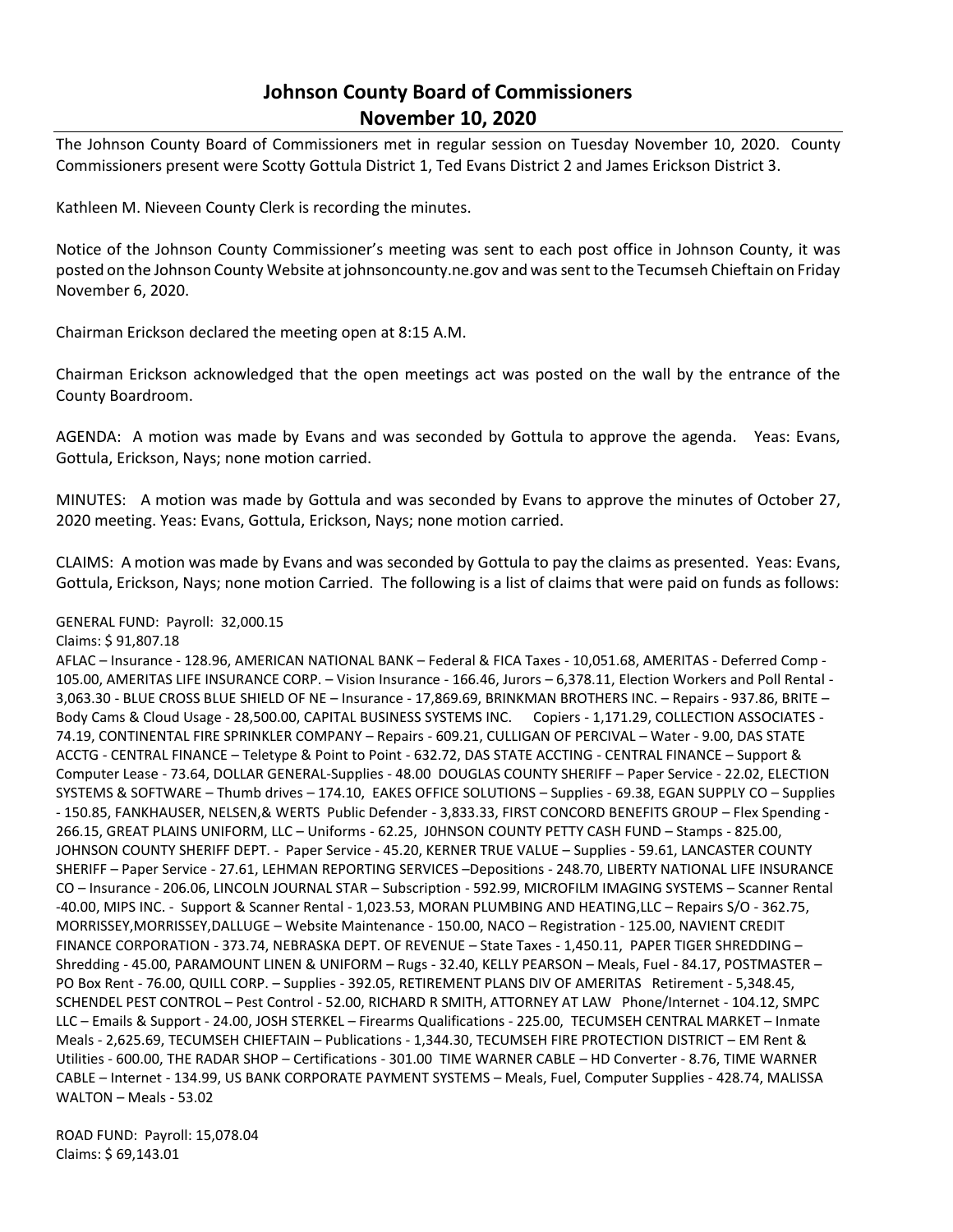# Johnson County Board of Commissioners
## November 10, 2020

The Johnson County Board of Commissioners met in regular session on Tuesday November 10, 2020. County Commissioners present were Scotty Gottula District 1, Ted Evans District 2 and James Erickson District 3.

Kathleen M. Nieveen County Clerk is recording the minutes.

Notice of the Johnson County Commissioner's meeting was sent to each post office in Johnson County, it was posted on the Johnson County Website at johnsoncounty.ne.gov and was sent to the Tecumseh Chieftain on Friday November 6, 2020.

Chairman Erickson declared the meeting open at 8:15 A.M.

Chairman Erickson acknowledged that the open meetings act was posted on the wall by the entrance of the County Boardroom.

AGENDA: A motion was made by Evans and was seconded by Gottula to approve the agenda. Yeas: Evans, Gottula, Erickson, Nays; none motion carried.

MINUTES: A motion was made by Gottula and was seconded by Evans to approve the minutes of October 27, 2020 meeting. Yeas: Evans, Gottula, Erickson, Nays; none motion carried.

CLAIMS: A motion was made by Evans and was seconded by Gottula to pay the claims as presented. Yeas: Evans, Gottula, Erickson, Nays; none motion Carried. The following is a list of claims that were paid on funds as follows:

GENERAL FUND: Payroll: 32,000.15
Claims: $ 91,807.18
AFLAC – Insurance - 128.96, AMERICAN NATIONAL BANK – Federal & FICA Taxes - 10,051.68, AMERITAS - Deferred Comp - 105.00, AMERITAS LIFE INSURANCE CORP. – Vision Insurance - 166.46, Jurors – 6,378.11, Election Workers and Poll Rental - 3,063.30 - BLUE CROSS BLUE SHIELD OF NE – Insurance - 17,869.69, BRINKMAN BROTHERS INC. – Repairs - 937.86, BRITE – Body Cams & Cloud Usage - 28,500.00, CAPITAL BUSINESS SYSTEMS INC. Copiers - 1,171.29, COLLECTION ASSOCIATES - 74.19, CONTINENTAL FIRE SPRINKLER COMPANY – Repairs - 609.21, CULLIGAN OF PERCIVAL – Water - 9.00, DAS STATE ACCTG - CENTRAL FINANCE – Teletype & Point to Point - 632.72, DAS STATE ACCTING - CENTRAL FINANCE – Support & Computer Lease - 73.64, DOLLAR GENERAL-Supplies - 48.00 DOUGLAS COUNTY SHERIFF – Paper Service - 22.02, ELECTION SYSTEMS & SOFTWARE – Thumb drives – 174.10, EAKES OFFICE SOLUTIONS – Supplies - 69.38, EGAN SUPPLY CO – Supplies - 150.85, FANKHAUSER, NELSEN,& WERTS Public Defender - 3,833.33, FIRST CONCORD BENEFITS GROUP – Flex Spending - 266.15, GREAT PLAINS UNIFORM, LLC – Uniforms - 62.25, J0HNSON COUNTY PETTY CASH FUND – Stamps - 825.00, JOHNSON COUNTY SHERIFF DEPT. - Paper Service - 45.20, KERNER TRUE VALUE – Supplies - 59.61, LANCASTER COUNTY SHERIFF – Paper Service - 27.61, LEHMAN REPORTING SERVICES –Depositions - 248.70, LIBERTY NATIONAL LIFE INSURANCE CO – Insurance - 206.06, LINCOLN JOURNAL STAR – Subscription - 592.99, MICROFILM IMAGING SYSTEMS – Scanner Rental -40.00, MIPS INC. - Support & Scanner Rental - 1,023.53, MORAN PLUMBING AND HEATING,LLC – Repairs S/O - 362.75, MORRISSEY,MORRISSEY,DALLUGE – Website Maintenance - 150.00, NACO – Registration - 125.00, NAVIENT CREDIT FINANCE CORPORATION - 373.74, NEBRASKA DEPT. OF REVENUE – State Taxes - 1,450.11, PAPER TIGER SHREDDING – Shredding - 45.00, PARAMOUNT LINEN & UNIFORM – Rugs - 32.40, KELLY PEARSON – Meals, Fuel - 84.17, POSTMASTER – PO Box Rent - 76.00, QUILL CORP. – Supplies - 392.05, RETIREMENT PLANS DIV OF AMERITAS Retirement - 5,348.45, SCHENDEL PEST CONTROL – Pest Control - 52.00, RICHARD R SMITH, ATTORNEY AT LAW Phone/Internet - 104.12, SMPC LLC – Emails & Support - 24.00, JOSH STERKEL – Firearms Qualifications - 225.00, TECUMSEH CENTRAL MARKET – Inmate Meals - 2,625.69, TECUMSEH CHIEFTAIN – Publications - 1,344.30, TECUMSEH FIRE PROTECTION DISTRICT – EM Rent & Utilities - 600.00, THE RADAR SHOP – Certifications - 301.00 TIME WARNER CABLE – HD Converter - 8.76, TIME WARNER CABLE – Internet - 134.99, US BANK CORPORATE PAYMENT SYSTEMS – Meals, Fuel, Computer Supplies - 428.74, MALISSA WALTON – Meals - 53.02

ROAD FUND: Payroll: 15,078.04
Claims: $ 69,143.01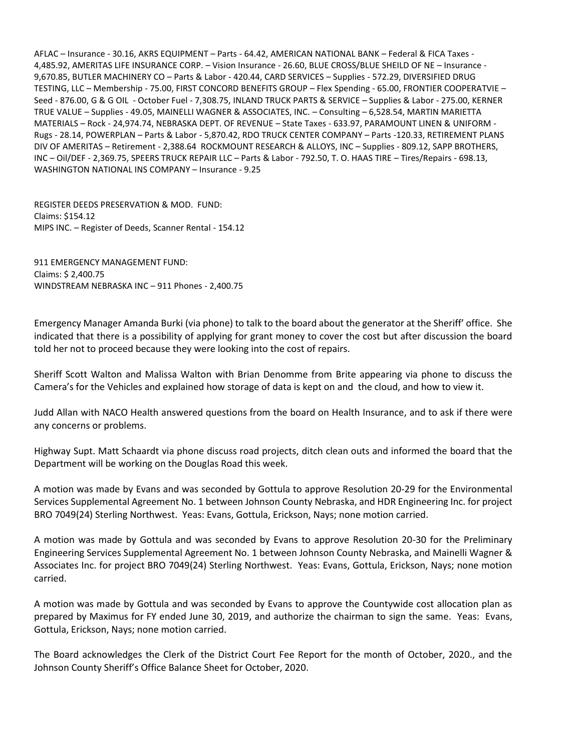AFLAC – Insurance - 30.16, AKRS EQUIPMENT – Parts - 64.42, AMERICAN NATIONAL BANK – Federal & FICA Taxes - 4,485.92, AMERITAS LIFE INSURANCE CORP. – Vision Insurance - 26.60, BLUE CROSS/BLUE SHEILD OF NE – Insurance - 9,670.85, BUTLER MACHINERY CO – Parts & Labor - 420.44, CARD SERVICES – Supplies - 572.29, DIVERSIFIED DRUG TESTING, LLC – Membership - 75.00, FIRST CONCORD BENEFITS GROUP – Flex Spending - 65.00, FRONTIER COOPERATVIE – Seed - 876.00, G & G OIL - October Fuel - 7,308.75, INLAND TRUCK PARTS & SERVICE – Supplies & Labor - 275.00, KERNER TRUE VALUE – Supplies - 49.05, MAINELLI WAGNER & ASSOCIATES, INC. – Consulting – 6,528.54, MARTIN MARIETTA MATERIALS – Rock - 24,974.74, NEBRASKA DEPT. OF REVENUE – State Taxes - 633.97, PARAMOUNT LINEN & UNIFORM - Rugs - 28.14, POWERPLAN – Parts & Labor - 5,870.42, RDO TRUCK CENTER COMPANY – Parts -120.33, RETIREMENT PLANS DIV OF AMERITAS – Retirement - 2,388.64 ROCKMOUNT RESEARCH & ALLOYS, INC – Supplies - 809.12, SAPP BROTHERS, INC – Oil/DEF - 2,369.75, SPEERS TRUCK REPAIR LLC – Parts & Labor - 792.50, T. O. HAAS TIRE – Tires/Repairs - 698.13, WASHINGTON NATIONAL INS COMPANY – Insurance - 9.25

REGISTER DEEDS PRESERVATION & MOD. FUND:
Claims: $154.12
MIPS INC. – Register of Deeds, Scanner Rental - 154.12

911 EMERGENCY MANAGEMENT FUND:
Claims: $ 2,400.75
WINDSTREAM NEBRASKA INC – 911 Phones - 2,400.75

Emergency Manager Amanda Burki (via phone) to talk to the board about the generator at the Sheriff' office. She indicated that there is a possibility of applying for grant money to cover the cost but after discussion the board told her not to proceed because they were looking into the cost of repairs.

Sheriff Scott Walton and Malissa Walton with Brian Denomme from Brite appearing via phone to discuss the Camera's for the Vehicles and explained how storage of data is kept on and the cloud, and how to view it.

Judd Allan with NACO Health answered questions from the board on Health Insurance, and to ask if there were any concerns or problems.

Highway Supt. Matt Schaardt via phone discuss road projects, ditch clean outs and informed the board that the Department will be working on the Douglas Road this week.

A motion was made by Evans and was seconded by Gottula to approve Resolution 20-29 for the Environmental Services Supplemental Agreement No. 1 between Johnson County Nebraska, and HDR Engineering Inc. for project BRO 7049(24) Sterling Northwest. Yeas: Evans, Gottula, Erickson, Nays; none motion carried.

A motion was made by Gottula and was seconded by Evans to approve Resolution 20-30 for the Preliminary Engineering Services Supplemental Agreement No. 1 between Johnson County Nebraska, and Mainelli Wagner & Associates Inc. for project BRO 7049(24) Sterling Northwest. Yeas: Evans, Gottula, Erickson, Nays; none motion carried.

A motion was made by Gottula and was seconded by Evans to approve the Countywide cost allocation plan as prepared by Maximus for FY ended June 30, 2019, and authorize the chairman to sign the same. Yeas: Evans, Gottula, Erickson, Nays; none motion carried.

The Board acknowledges the Clerk of the District Court Fee Report for the month of October, 2020., and the Johnson County Sheriff's Office Balance Sheet for October, 2020.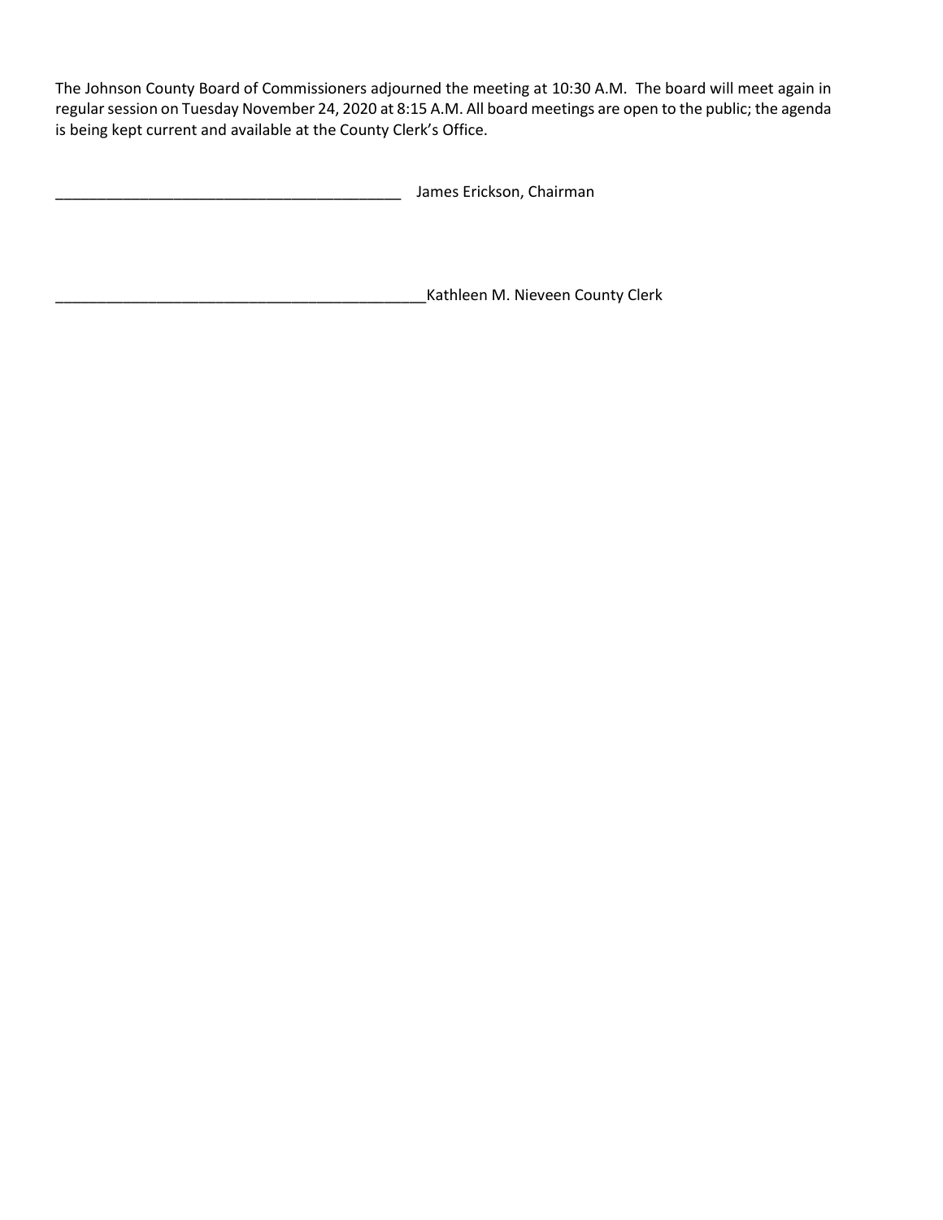The Johnson County Board of Commissioners adjourned the meeting at 10:30 A.M. The board will meet again in regular session on Tuesday November 24, 2020 at 8:15 A.M. All board meetings are open to the public; the agenda is being kept current and available at the County Clerk's Office.

___________________________________________ James Erickson, Chairman

_____________________________________________Kathleen M. Nieveen County Clerk